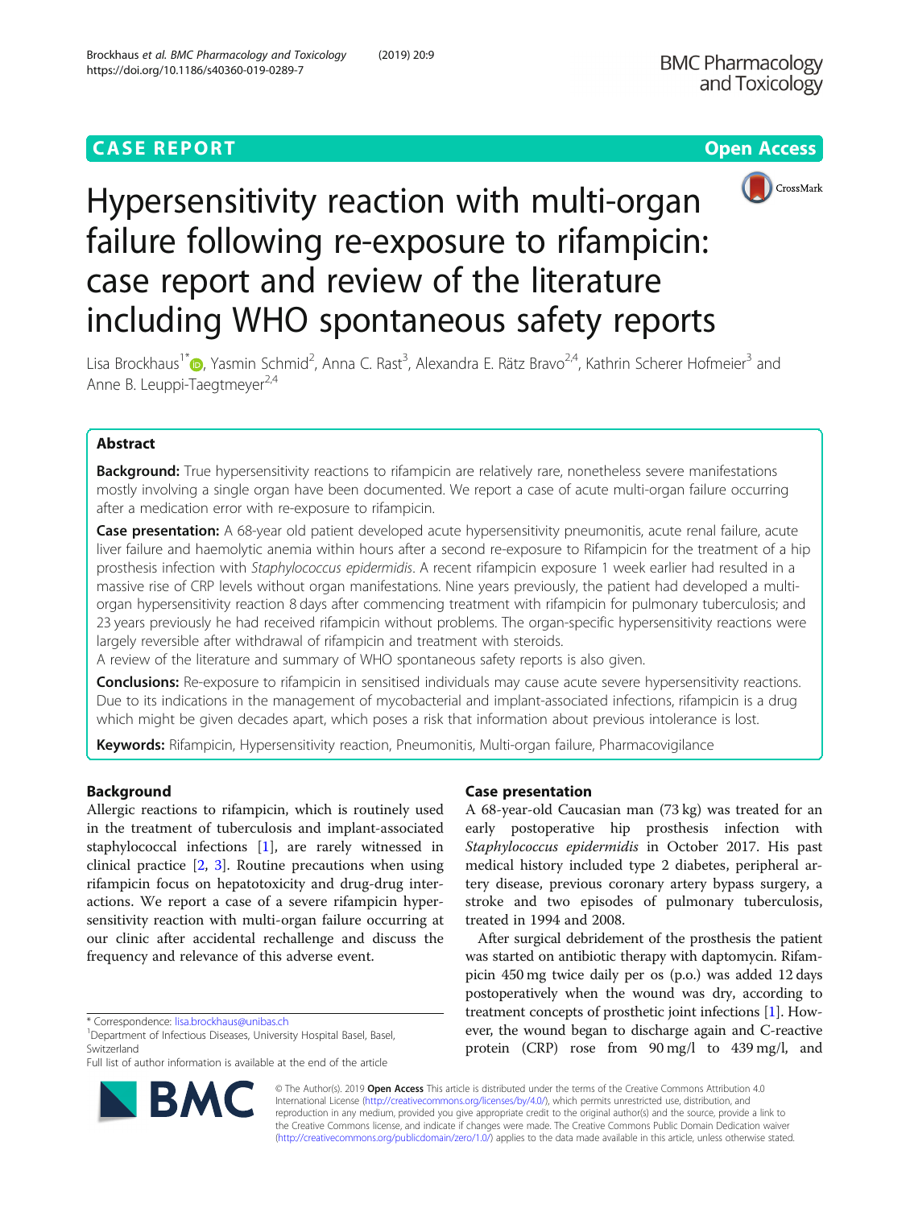CASE REPORT

Open Access

# Hypersensitivity reaction with multi-organ failure following re-exposure to rifampicin: case report and review of the literature including WHO spontaneous safety reports

Lisa Brockhaus[1*], Yasmin Schmid[2], Anna C. Rast[3], Alexandra E. Rätz Bravo[2,4], Kathrin Scherer Hofmeier[3] and Anne B. Leuppi-Taegtmeyer[2,4]

## Abstract

**Background:** True hypersensitivity reactions to rifampicin are relatively rare, nonetheless severe manifestations mostly involving a single organ have been documented. We report a case of acute multi-organ failure occurring after a medication error with re-exposure to rifampicin.

**Case presentation:** A 68-year old patient developed acute hypersensitivity pneumonitis, acute renal failure, acute liver failure and haemolytic anemia within hours after a second re-exposure to Rifampicin for the treatment of a hip prosthesis infection with *Staphylococcus epidermidis*. A recent rifampicin exposure 1 week earlier had resulted in a massive rise of CRP levels without organ manifestations. Nine years previously, the patient had developed a multi-organ hypersensitivity reaction 8 days after commencing treatment with rifampicin for pulmonary tuberculosis; and 23 years previously he had received rifampicin without problems. The organ-specific hypersensitivity reactions were largely reversible after withdrawal of rifampicin and treatment with steroids.

A review of the literature and summary of WHO spontaneous safety reports is also given.

**Conclusions:** Re-exposure to rifampicin in sensitised individuals may cause acute severe hypersensitivity reactions. Due to its indications in the management of mycobacterial and implant-associated infections, rifampicin is a drug which might be given decades apart, which poses a risk that information about previous intolerance is lost.

**Keywords:** Rifampicin, Hypersensitivity reaction, Pneumonitis, Multi-organ failure, Pharmacovigilance

## Background

Allergic reactions to rifampicin, which is routinely used in the treatment of tuberculosis and implant-associated staphylococcal infections [1], are rarely witnessed in clinical practice [2, 3]. Routine precautions when using rifampicin focus on hepatotoxicity and drug-drug interactions. We report a case of a severe rifampicin hypersensitivity reaction with multi-organ failure occurring at our clinic after accidental rechallenge and discuss the frequency and relevance of this adverse event.

## Case presentation

A 68-year-old Caucasian man (73 kg) was treated for an early postoperative hip prosthesis infection with *Staphylococcus epidermidis* in October 2017. His past medical history included type 2 diabetes, peripheral artery disease, previous coronary artery bypass surgery, a stroke and two episodes of pulmonary tuberculosis, treated in 1994 and 2008.

After surgical debridement of the prosthesis the patient was started on antibiotic therapy with daptomycin. Rifampicin 450 mg twice daily per os (p.o.) was added 12 days postoperatively when the wound was dry, according to treatment concepts of prosthetic joint infections [1]. However, the wound began to discharge again and C-reactive protein (CRP) rose from 90 mg/l to 439 mg/l, and

* Correspondence: lisa.brockhaus@unibas.ch
[1]Department of Infectious Diseases, University Hospital Basel, Basel, Switzerland
Full list of author information is available at the end of the article

© The Author(s). 2019 **Open Access** This article is distributed under the terms of the Creative Commons Attribution 4.0 International License (http://creativecommons.org/licenses/by/4.0/), which permits unrestricted use, distribution, and reproduction in any medium, provided you give appropriate credit to the original author(s) and the source, provide a link to the Creative Commons license, and indicate if changes were made. The Creative Commons Public Domain Dedication waiver (http://creativecommons.org/publicdomain/zero/1.0/) applies to the data made available in this article, unless otherwise stated.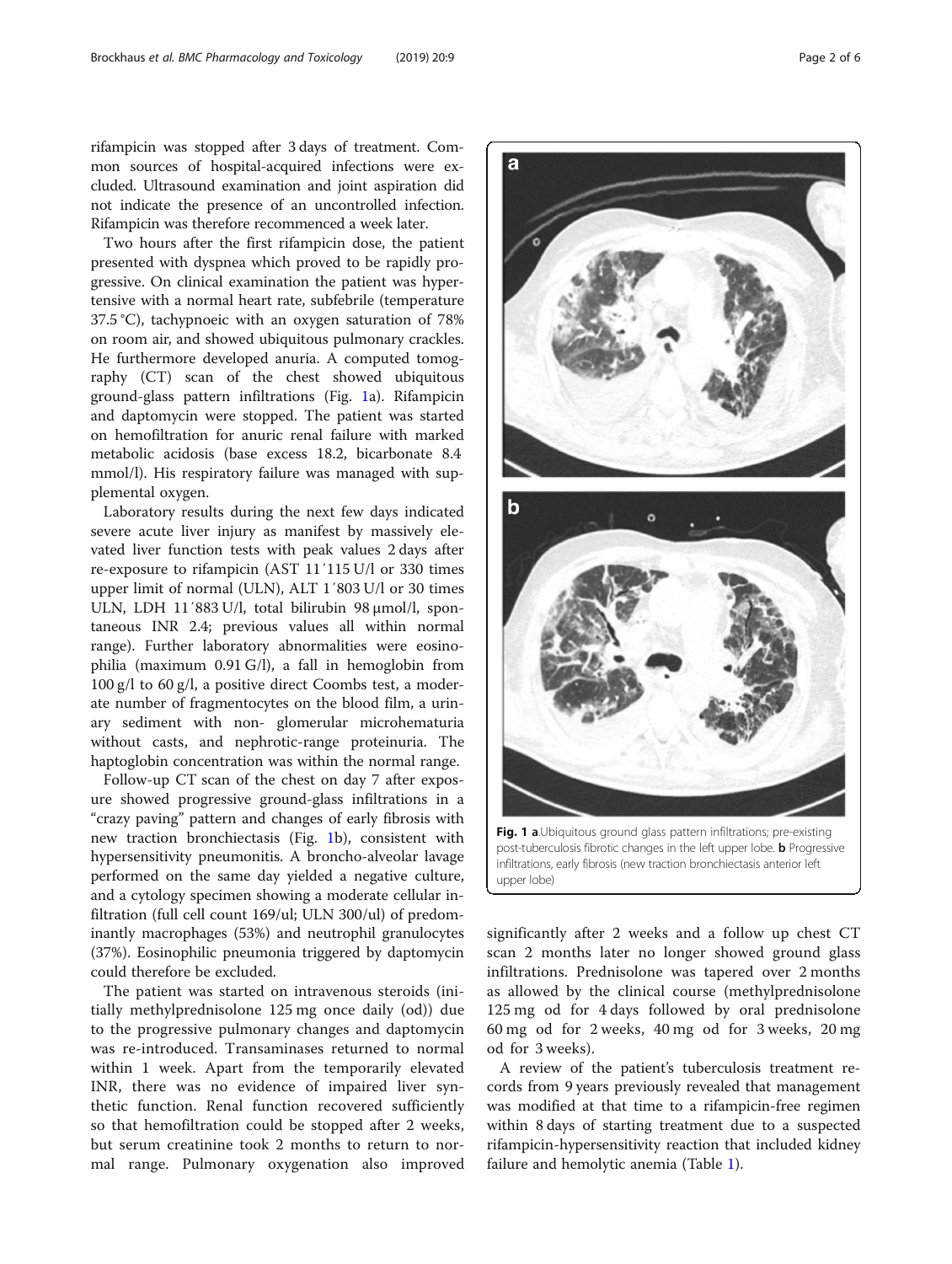rifampicin was stopped after 3 days of treatment. Common sources of hospital-acquired infections were excluded. Ultrasound examination and joint aspiration did not indicate the presence of an uncontrolled infection. Rifampicin was therefore recommenced a week later.

Two hours after the first rifampicin dose, the patient presented with dyspnea which proved to be rapidly progressive. On clinical examination the patient was hypertensive with a normal heart rate, subfebrile (temperature 37.5 °C), tachypnoeic with an oxygen saturation of 78% on room air, and showed ubiquitous pulmonary crackles. He furthermore developed anuria. A computed tomography (CT) scan of the chest showed ubiquitous ground-glass pattern infiltrations (Fig. 1a). Rifampicin and daptomycin were stopped. The patient was started on hemofiltration for anuric renal failure with marked metabolic acidosis (base excess 18.2, bicarbonate 8.4 mmol/l). His respiratory failure was managed with supplemental oxygen.

Laboratory results during the next few days indicated severe acute liver injury as manifest by massively elevated liver function tests with peak values 2 days after re-exposure to rifampicin (AST 11´115 U/l or 330 times upper limit of normal (ULN), ALT 1´803 U/l or 30 times ULN, LDH 11´883 U/l, total bilirubin 98 μmol/l, spontaneous INR 2.4; previous values all within normal range). Further laboratory abnormalities were eosinophilia (maximum 0.91 G/l), a fall in hemoglobin from 100 g/l to 60 g/l, a positive direct Coombs test, a moderate number of fragmentocytes on the blood film, a urinary sediment with non- glomerular microhematuria without casts, and nephrotic-range proteinuria. The haptoglobin concentration was within the normal range.

Follow-up CT scan of the chest on day 7 after exposure showed progressive ground-glass infiltrations in a "crazy paving" pattern and changes of early fibrosis with new traction bronchiectasis (Fig. 1b), consistent with hypersensitivity pneumonitis. A broncho-alveolar lavage performed on the same day yielded a negative culture, and a cytology specimen showing a moderate cellular infiltration (full cell count 169/ul; ULN 300/ul) of predominantly macrophages (53%) and neutrophil granulocytes (37%). Eosinophilic pneumonia triggered by daptomycin could therefore be excluded.

The patient was started on intravenous steroids (initially methylprednisolone 125 mg once daily (od)) due to the progressive pulmonary changes and daptomycin was re-introduced. Transaminases returned to normal within 1 week. Apart from the temporarily elevated INR, there was no evidence of impaired liver synthetic function. Renal function recovered sufficiently so that hemofiltration could be stopped after 2 weeks, but serum creatinine took 2 months to return to normal range. Pulmonary oxygenation also improved significantly after 2 weeks and a follow up chest CT scan 2 months later no longer showed ground glass infiltrations. Prednisolone was tapered over 2 months as allowed by the clinical course (methylprednisolone 125 mg od for 4 days followed by oral prednisolone 60 mg od for 2 weeks, 40 mg od for 3 weeks, 20 mg od for 3 weeks).

**Fig. 1 a**.Ubiquitous ground glass pattern infiltrations; pre-existing post-tuberculosis fibrotic changes in the left upper lobe. **b** Progressive infiltrations, early fibrosis (new traction bronchiectasis anterior left upper lobe)

A review of the patient's tuberculosis treatment records from 9 years previously revealed that management was modified at that time to a rifampicin-free regimen within 8 days of starting treatment due to a suspected rifampicin-hypersensitivity reaction that included kidney failure and hemolytic anemia (Table 1).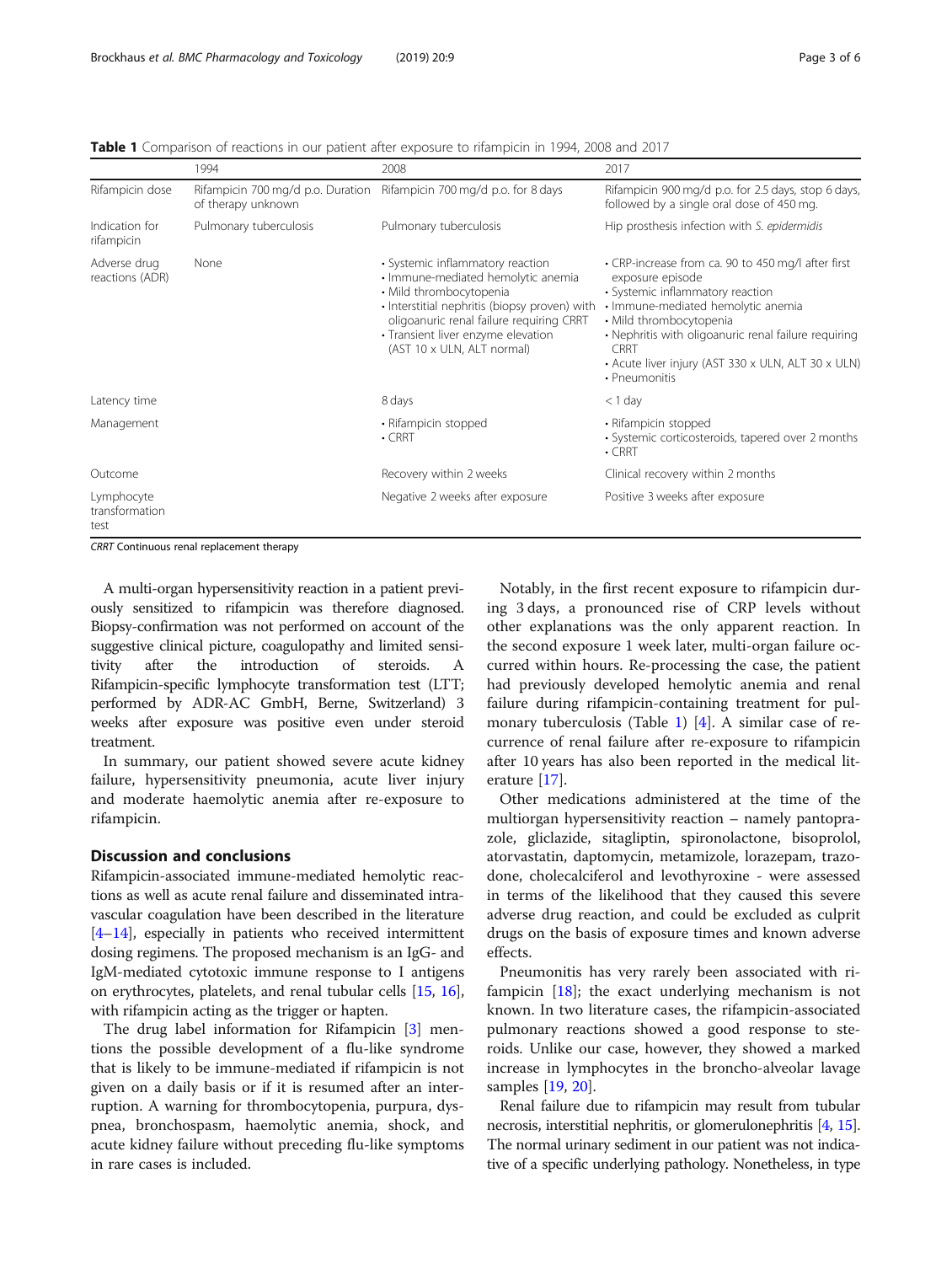**Table 1** Comparison of reactions in our patient after exposure to rifampicin in 1994, 2008 and 2017

| | 1994 | 2008 | 2017 |
|---|---|---|---|
| Rifampicin dose | Rifampicin 700 mg/d p.o. Duration of therapy unknown | Rifampicin 700 mg/d p.o. for 8 days | Rifampicin 900 mg/d p.o. for 2.5 days, stop 6 days, followed by a single oral dose of 450 mg. |
| Indication for rifampicin | Pulmonary tuberculosis | Pulmonary tuberculosis | Hip prosthesis infection with *S. epidermidis* |
| Adverse drug reactions (ADR) | None | • Systemic inflammatory reaction<br>• Immune-mediated hemolytic anemia<br>• Mild thrombocytopenia<br>• Interstitial nephritis (biopsy proven) with oligoanuric renal failure requiring CRRT<br>• Transient liver enzyme elevation (AST 10 x ULN, ALT normal) | • CRP-increase from ca. 90 to 450 mg/l after first exposure episode<br>• Systemic inflammatory reaction<br>• Immune-mediated hemolytic anemia<br>• Mild thrombocytopenia<br>• Nephritis with oligoanuric renal failure requiring CRRT<br>• Acute liver injury (AST 330 x ULN, ALT 30 x ULN)<br>• Pneumonitis |
| Latency time | | 8 days | < 1 day |
| Management | | • Rifampicin stopped<br>• CRRT | • Rifampicin stopped<br>• Systemic corticosteroids, tapered over 2 months<br>• CRRT |
| Outcome | | Recovery within 2 weeks | Clinical recovery within 2 months |
| Lymphocyte transformation test | | Negative 2 weeks after exposure | Positive 3 weeks after exposure |

*CRRT* Continuous renal replacement therapy

A multi-organ hypersensitivity reaction in a patient previously sensitized to rifampicin was therefore diagnosed. Biopsy-confirmation was not performed on account of the suggestive clinical picture, coagulopathy and limited sensitivity after the introduction of steroids. A Rifampicin-specific lymphocyte transformation test (LTT; performed by ADR-AC GmbH, Berne, Switzerland) 3 weeks after exposure was positive even under steroid treatment.

In summary, our patient showed severe acute kidney failure, hypersensitivity pneumonia, acute liver injury and moderate haemolytic anemia after re-exposure to rifampicin.

## Discussion and conclusions

Rifampicin-associated immune-mediated hemolytic reactions as well as acute renal failure and disseminated intravascular coagulation have been described in the literature [4–14], especially in patients who received intermittent dosing regimens. The proposed mechanism is an IgG- and IgM-mediated cytotoxic immune response to I antigens on erythrocytes, platelets, and renal tubular cells [15, 16], with rifampicin acting as the trigger or hapten.

The drug label information for Rifampicin [3] mentions the possible development of a flu-like syndrome that is likely to be immune-mediated if rifampicin is not given on a daily basis or if it is resumed after an interruption. A warning for thrombocytopenia, purpura, dyspnea, bronchospasm, haemolytic anemia, shock, and acute kidney failure without preceding flu-like symptoms in rare cases is included.

Notably, in the first recent exposure to rifampicin during 3 days, a pronounced rise of CRP levels without other explanations was the only apparent reaction. In the second exposure 1 week later, multi-organ failure occurred within hours. Re-processing the case, the patient had previously developed hemolytic anemia and renal failure during rifampicin-containing treatment for pulmonary tuberculosis (Table 1) [4]. A similar case of recurrence of renal failure after re-exposure to rifampicin after 10 years has also been reported in the medical literature [17].

Other medications administered at the time of the multiorgan hypersensitivity reaction – namely pantoprazole, gliclazide, sitagliptin, spironolactone, bisoprolol, atorvastatin, daptomycin, metamizole, lorazepam, trazodone, cholecalciferol and levothyroxine - were assessed in terms of the likelihood that they caused this severe adverse drug reaction, and could be excluded as culprit drugs on the basis of exposure times and known adverse effects.

Pneumonitis has very rarely been associated with rifampicin [18]; the exact underlying mechanism is not known. In two literature cases, the rifampicin-associated pulmonary reactions showed a good response to steroids. Unlike our case, however, they showed a marked increase in lymphocytes in the broncho-alveolar lavage samples [19, 20].

Renal failure due to rifampicin may result from tubular necrosis, interstitial nephritis, or glomerulonephritis [4, 15]. The normal urinary sediment in our patient was not indicative of a specific underlying pathology. Nonetheless, in type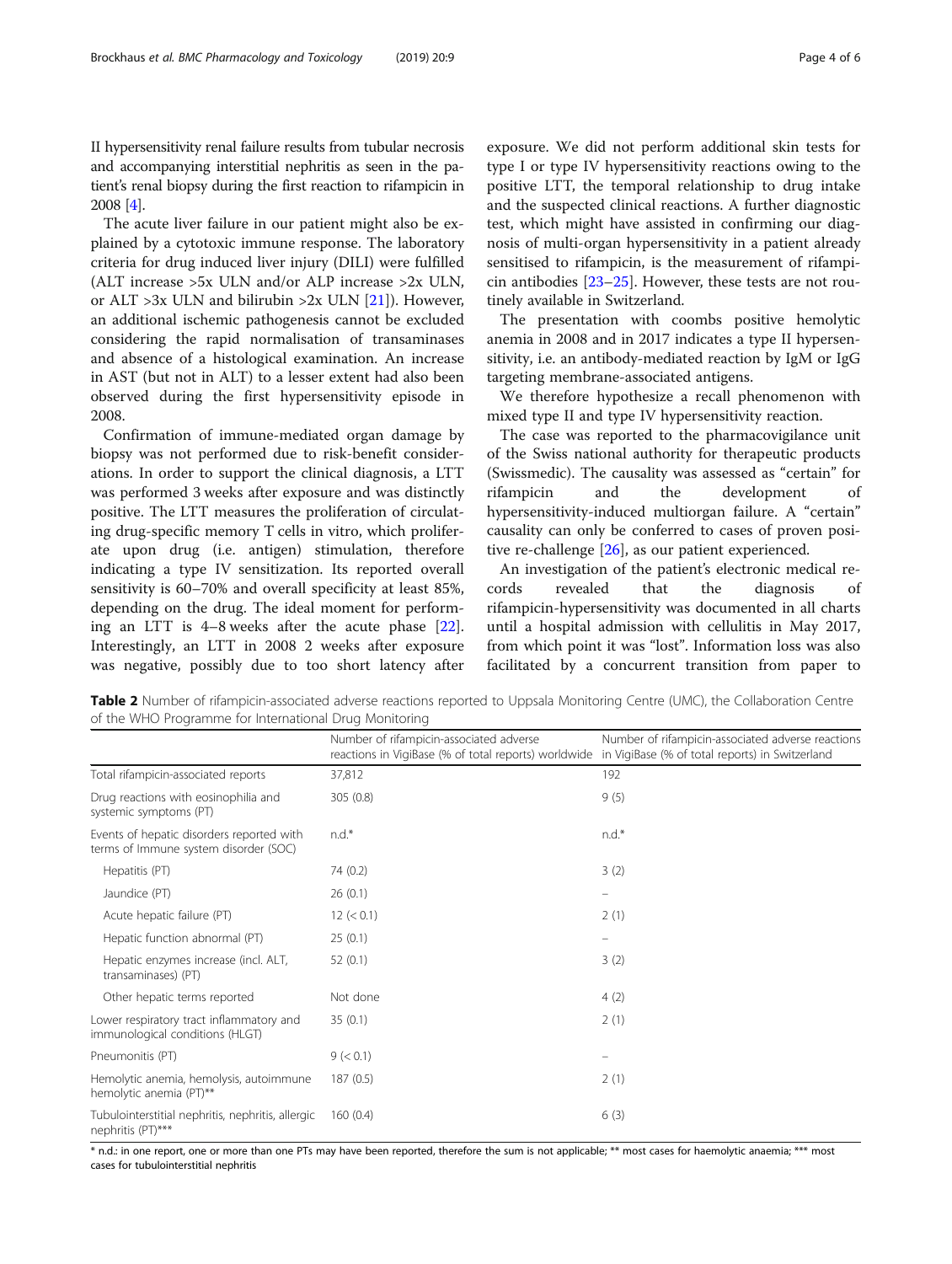II hypersensitivity renal failure results from tubular necrosis and accompanying interstitial nephritis as seen in the patient's renal biopsy during the first reaction to rifampicin in 2008 [4].

The acute liver failure in our patient might also be explained by a cytotoxic immune response. The laboratory criteria for drug induced liver injury (DILI) were fulfilled (ALT increase >5x ULN and/or ALP increase >2x ULN, or ALT >3x ULN and bilirubin >2x ULN [21]). However, an additional ischemic pathogenesis cannot be excluded considering the rapid normalisation of transaminases and absence of a histological examination. An increase in AST (but not in ALT) to a lesser extent had also been observed during the first hypersensitivity episode in 2008.

Confirmation of immune-mediated organ damage by biopsy was not performed due to risk-benefit considerations. In order to support the clinical diagnosis, a LTT was performed 3 weeks after exposure and was distinctly positive. The LTT measures the proliferation of circulating drug-specific memory T cells in vitro, which proliferate upon drug (i.e. antigen) stimulation, therefore indicating a type IV sensitization. Its reported overall sensitivity is 60–70% and overall specificity at least 85%, depending on the drug. The ideal moment for performing an LTT is 4–8 weeks after the acute phase [22]. Interestingly, an LTT in 2008 2 weeks after exposure was negative, possibly due to too short latency after exposure. We did not perform additional skin tests for type I or type IV hypersensitivity reactions owing to the positive LTT, the temporal relationship to drug intake and the suspected clinical reactions. A further diagnostic test, which might have assisted in confirming our diagnosis of multi-organ hypersensitivity in a patient already sensitised to rifampicin, is the measurement of rifampicin antibodies [23–25]. However, these tests are not routinely available in Switzerland.

The presentation with coombs positive hemolytic anemia in 2008 and in 2017 indicates a type II hypersensitivity, i.e. an antibody-mediated reaction by IgM or IgG targeting membrane-associated antigens.

We therefore hypothesize a recall phenomenon with mixed type II and type IV hypersensitivity reaction.

The case was reported to the pharmacovigilance unit of the Swiss national authority for therapeutic products (Swissmedic). The causality was assessed as "certain" for rifampicin and the development of hypersensitivity-induced multiorgan failure. A "certain" causality can only be conferred to cases of proven positive re-challenge [26], as our patient experienced.

An investigation of the patient's electronic medical records revealed that the diagnosis of rifampicin-hypersensitivity was documented in all charts until a hospital admission with cellulitis in May 2017, from which point it was "lost". Information loss was also facilitated by a concurrent transition from paper to

**Table 2** Number of rifampicin-associated adverse reactions reported to Uppsala Monitoring Centre (UMC), the Collaboration Centre of the WHO Programme for International Drug Monitoring

| | Number of rifampicin-associated adverse reactions in VigiBase (% of total reports) worldwide | Number of rifampicin-associated adverse reactions in VigiBase (% of total reports) in Switzerland |
|---|---|---|
| Total rifampicin-associated reports | 37,812 | 192 |
| Drug reactions with eosinophilia and systemic symptoms (PT) | 305 (0.8) | 9 (5) |
| Events of hepatic disorders reported with terms of Immune system disorder (SOC) | n.d.* | n.d.* |
| Hepatitis (PT) | 74 (0.2) | 3 (2) |
| Jaundice (PT) | 26 (0.1) | – |
| Acute hepatic failure (PT) | 12 (< 0.1) | 2 (1) |
| Hepatic function abnormal (PT) | 25 (0.1) | – |
| Hepatic enzymes increase (incl. ALT, transaminases) (PT) | 52 (0.1) | 3 (2) |
| Other hepatic terms reported | Not done | 4 (2) |
| Lower respiratory tract inflammatory and immunological conditions (HLGT) | 35 (0.1) | 2 (1) |
| Pneumonitis (PT) | 9 (< 0.1) | – |
| Hemolytic anemia, hemolysis, autoimmune hemolytic anemia (PT)** | 187 (0.5) | 2 (1) |
| Tubulointerstitial nephritis, nephritis, allergic nephritis (PT)*** | 160 (0.4) | 6 (3) |

* n.d.: in one report, one or more than one PTs may have been reported, therefore the sum is not applicable; ** most cases for haemolytic anaemia; *** most cases for tubulointerstitial nephritis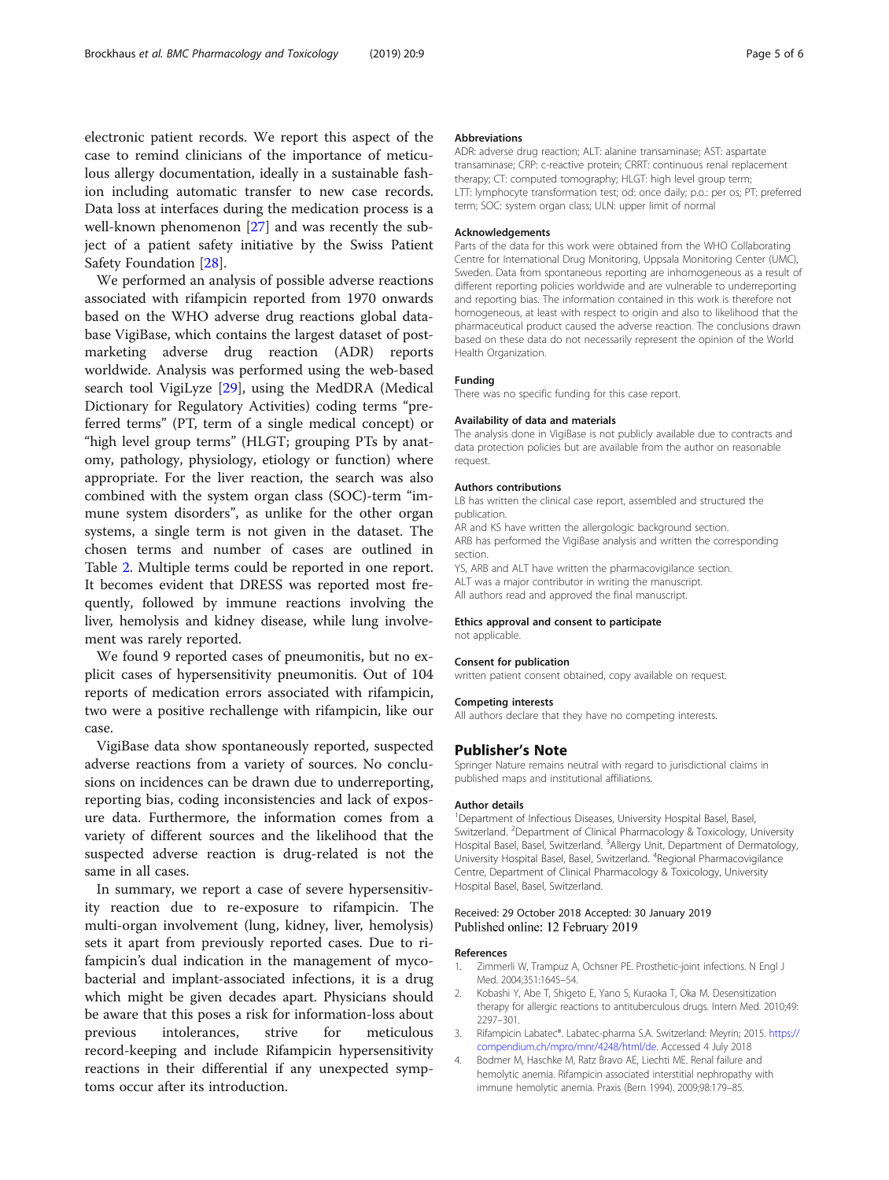electronic patient records. We report this aspect of the case to remind clinicians of the importance of meticulous allergy documentation, ideally in a sustainable fashion including automatic transfer to new case records. Data loss at interfaces during the medication process is a well-known phenomenon [27] and was recently the subject of a patient safety initiative by the Swiss Patient Safety Foundation [28].

We performed an analysis of possible adverse reactions associated with rifampicin reported from 1970 onwards based on the WHO adverse drug reactions global database VigiBase, which contains the largest dataset of post-marketing adverse drug reaction (ADR) reports worldwide. Analysis was performed using the web-based search tool VigiLyze [29], using the MedDRA (Medical Dictionary for Regulatory Activities) coding terms "preferred terms" (PT, term of a single medical concept) or "high level group terms" (HLGT; grouping PTs by anatomy, pathology, physiology, etiology or function) where appropriate. For the liver reaction, the search was also combined with the system organ class (SOC)-term "immune system disorders", as unlike for the other organ systems, a single term is not given in the dataset. The chosen terms and number of cases are outlined in Table 2. Multiple terms could be reported in one report. It becomes evident that DRESS was reported most frequently, followed by immune reactions involving the liver, hemolysis and kidney disease, while lung involvement was rarely reported.

We found 9 reported cases of pneumonitis, but no explicit cases of hypersensitivity pneumonitis. Out of 104 reports of medication errors associated with rifampicin, two were a positive rechallenge with rifampicin, like our case.

VigiBase data show spontaneously reported, suspected adverse reactions from a variety of sources. No conclusions on incidences can be drawn due to underreporting, reporting bias, coding inconsistencies and lack of exposure data. Furthermore, the information comes from a variety of different sources and the likelihood that the suspected adverse reaction is drug-related is not the same in all cases.

In summary, we report a case of severe hypersensitivity reaction due to re-exposure to rifampicin. The multi-organ involvement (lung, kidney, liver, hemolysis) sets it apart from previously reported cases. Due to rifampicin's dual indication in the management of mycobacterial and implant-associated infections, it is a drug which might be given decades apart. Physicians should be aware that this poses a risk for information-loss about previous intolerances, strive for meticulous record-keeping and include Rifampicin hypersensitivity reactions in their differential if any unexpected symptoms occur after its introduction.

#### Abbreviations

ADR: adverse drug reaction; ALT: alanine transaminase; AST: aspartate transaminase; CRP: c-reactive protein; CRRT: continuous renal replacement therapy; CT: computed tomography; HLGT: high level group term; LTT: lymphocyte transformation test; od: once daily; p.o.: per os; PT: preferred term; SOC: system organ class; ULN: upper limit of normal

#### Acknowledgements

Parts of the data for this work were obtained from the WHO Collaborating Centre for International Drug Monitoring, Uppsala Monitoring Center (UMC), Sweden. Data from spontaneous reporting are inhomogeneous as a result of different reporting policies worldwide and are vulnerable to underreporting and reporting bias. The information contained in this work is therefore not homogeneous, at least with respect to origin and also to likelihood that the pharmaceutical product caused the adverse reaction. The conclusions drawn based on these data do not necessarily represent the opinion of the World Health Organization.

#### Funding

There was no specific funding for this case report.

#### Availability of data and materials

The analysis done in VigiBase is not publicly available due to contracts and data protection policies but are available from the author on reasonable request.

#### Authors contributions

LB has written the clinical case report, assembled and structured the publication.
AR and KS have written the allergologic background section.
ARB has performed the VigiBase analysis and written the corresponding section.
YS, ARB and ALT have written the pharmacovigilance section.
ALT was a major contributor in writing the manuscript.
All authors read and approved the final manuscript.

#### Ethics approval and consent to participate

not applicable.

#### Consent for publication

written patient consent obtained, copy available on request.

#### Competing interests

All authors declare that they have no competing interests.

## Publisher's Note

Springer Nature remains neutral with regard to jurisdictional claims in published maps and institutional affiliations.

#### Author details

[1]Department of Infectious Diseases, University Hospital Basel, Basel, Switzerland. [2]Department of Clinical Pharmacology & Toxicology, University Hospital Basel, Basel, Switzerland. [3]Allergy Unit, Department of Dermatology, University Hospital Basel, Basel, Switzerland. [4]Regional Pharmacovigilance Centre, Department of Clinical Pharmacology & Toxicology, University Hospital Basel, Basel, Switzerland.

Received: 29 October 2018 Accepted: 30 January 2019
Published online: 12 February 2019

#### References

1. Zimmerli W, Trampuz A, Ochsner PE. Prosthetic-joint infections. N Engl J Med. 2004;351:1645–54.
2. Kobashi Y, Abe T, Shigeto E, Yano S, Kuraoka T, Oka M. Desensitization therapy for allergic reactions to antituberculous drugs. Intern Med. 2010;49:2297–301.
3. Rifampicin Labatec®. Labatec-pharma S.A. Switzerland: Meyrin; 2015. https://compendium.ch/mpro/mnr/4248/html/de. Accessed 4 July 2018
4. Bodmer M, Haschke M, Ratz Bravo AE, Liechti ME. Renal failure and hemolytic anemia. Rifampicin associated interstitial nephropathy with immune hemolytic anemia. Praxis (Bern 1994). 2009;98:179–85.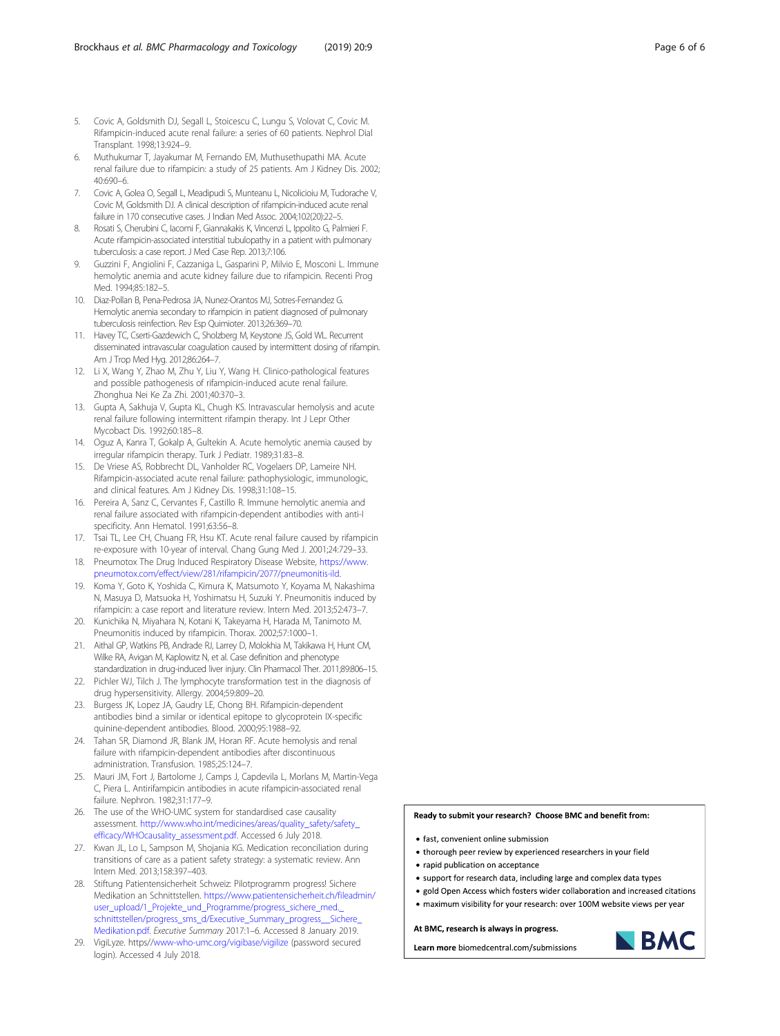5. Covic A, Goldsmith DJ, Segall L, Stoicescu C, Lungu S, Volovat C, Covic M. Rifampicin-induced acute renal failure: a series of 60 patients. Nephrol Dial Transplant. 1998;13:924–9.
6. Muthukumar T, Jayakumar M, Fernando EM, Muthusethupathi MA. Acute renal failure due to rifampicin: a study of 25 patients. Am J Kidney Dis. 2002;40:690–6.
7. Covic A, Golea O, Segall L, Meadipudi S, Munteanu L, Nicolicioiu M, Tudorache V, Covic M, Goldsmith DJ. A clinical description of rifampicin-induced acute renal failure in 170 consecutive cases. J Indian Med Assoc. 2004;102(20):22–5.
8. Rosati S, Cherubini C, Iacomi F, Giannakakis K, Vincenzi L, Ippolito G, Palmieri F. Acute rifampicin-associated interstitial tubulopathy in a patient with pulmonary tuberculosis: a case report. J Med Case Rep. 2013;7:106.
9. Guzzini F, Angiolini F, Cazzaniga L, Gasparini P, Milvio E, Mosconi L. Immune hemolytic anemia and acute kidney failure due to rifampicin. Recenti Prog Med. 1994;85:182–5.
10. Diaz-Pollan B, Pena-Pedrosa JA, Nunez-Orantos MJ, Sotres-Fernandez G. Hemolytic anemia secondary to rifampicin in patient diagnosed of pulmonary tuberculosis reinfection. Rev Esp Quimioter. 2013;26:369–70.
11. Havey TC, Cserti-Gazdewich C, Sholzberg M, Keystone JS, Gold WL. Recurrent disseminated intravascular coagulation caused by intermittent dosing of rifampin. Am J Trop Med Hyg. 2012;86:264–7.
12. Li X, Wang Y, Zhao M, Zhu Y, Liu Y, Wang H. Clinico-pathological features and possible pathogenesis of rifampicin-induced acute renal failure. Zhonghua Nei Ke Za Zhi. 2001;40:370–3.
13. Gupta A, Sakhuja V, Gupta KL, Chugh KS. Intravascular hemolysis and acute renal failure following intermittent rifampin therapy. Int J Lepr Other Mycobact Dis. 1992;60:185–8.
14. Oguz A, Kanra T, Gokalp A, Gultekin A. Acute hemolytic anemia caused by irregular rifampicin therapy. Turk J Pediatr. 1989;31:83–8.
15. De Vriese AS, Robbrecht DL, Vanholder RC, Vogelaers DP, Lameire NH. Rifampicin-associated acute renal failure: pathophysiologic, immunologic, and clinical features. Am J Kidney Dis. 1998;31:108–15.
16. Pereira A, Sanz C, Cervantes F, Castillo R. Immune hemolytic anemia and renal failure associated with rifampicin-dependent antibodies with anti-I specificity. Ann Hematol. 1991;63:56–8.
17. Tsai TL, Lee CH, Chuang FR, Hsu KT. Acute renal failure caused by rifampicin re-exposure with 10-year of interval. Chang Gung Med J. 2001;24:729–33.
18. Pneumotox The Drug Induced Respiratory Disease Website, https://www.pneumotox.com/effect/view/281/rifampicin/2077/pneumonitis-ild.
19. Koma Y, Goto K, Yoshida C, Kimura K, Matsumoto Y, Koyama M, Nakashima N, Masuya D, Matsuoka H, Yoshimatsu H, Suzuki Y. Pneumonitis induced by rifampicin: a case report and literature review. Intern Med. 2013;52:473–7.
20. Kunichika N, Miyahara N, Kotani K, Takeyama H, Harada M, Tanimoto M. Pneumonitis induced by rifampicin. Thorax. 2002;57:1000–1.
21. Aithal GP, Watkins PB, Andrade RJ, Larrey D, Molokhia M, Takikawa H, Hunt CM, Wilke RA, Avigan M, Kaplowitz N, et al. Case definition and phenotype standardization in drug-induced liver injury. Clin Pharmacol Ther. 2011;89:806–15.
22. Pichler WJ, Tilch J. The lymphocyte transformation test in the diagnosis of drug hypersensitivity. Allergy. 2004;59:809–20.
23. Burgess JK, Lopez JA, Gaudry LE, Chong BH. Rifampicin-dependent antibodies bind a similar or identical epitope to glycoprotein IX-specific quinine-dependent antibodies. Blood. 2000;95:1988–92.
24. Tahan SR, Diamond JR, Blank JM, Horan RF. Acute hemolysis and renal failure with rifampicin-dependent antibodies after discontinuous administration. Transfusion. 1985;25:124–7.
25. Mauri JM, Fort J, Bartolome J, Camps J, Capdevila L, Morlans M, Martin-Vega C, Piera L. Antirifampicin antibodies in acute rifampicin-associated renal failure. Nephron. 1982;31:177–9.
26. The use of the WHO-UMC system for standardised case causality assessment. http://www.who.int/medicines/areas/quality_safety/safety_efficacy/WHOcausality_assessment.pdf. Accessed 6 July 2018.
27. Kwan JL, Lo L, Sampson M, Shojania KG. Medication reconciliation during transitions of care as a patient safety strategy: a systematic review. Ann Intern Med. 2013;158:397–403.
28. Stiftung Patientensicherheit Schweiz: Pilotprogramm progress! Sichere Medikation an Schnittstellen. https://www.patientensicherheit.ch/fileadmin/user_upload/1_Projekte_und_Programme/progress_sichere_med._schnittstellen/progress_sms_d/Executive_Summary_progress__Sichere_Medikation.pdf. *Executive Summary* 2017:1–6. Accessed 8 January 2019.
29. VigiLyze. https//www-who-umc.org/vigibase/vigilize (password secured login). Accessed 4 July 2018.

**Ready to submit your research? Choose BMC and benefit from:**

- fast, convenient online submission
- thorough peer review by experienced researchers in your field
- rapid publication on acceptance
- support for research data, including large and complex data types
- gold Open Access which fosters wider collaboration and increased citations
- maximum visibility for your research: over 100M website views per year

**At BMC, research is always in progress.**

**Learn more** biomedcentral.com/submissions